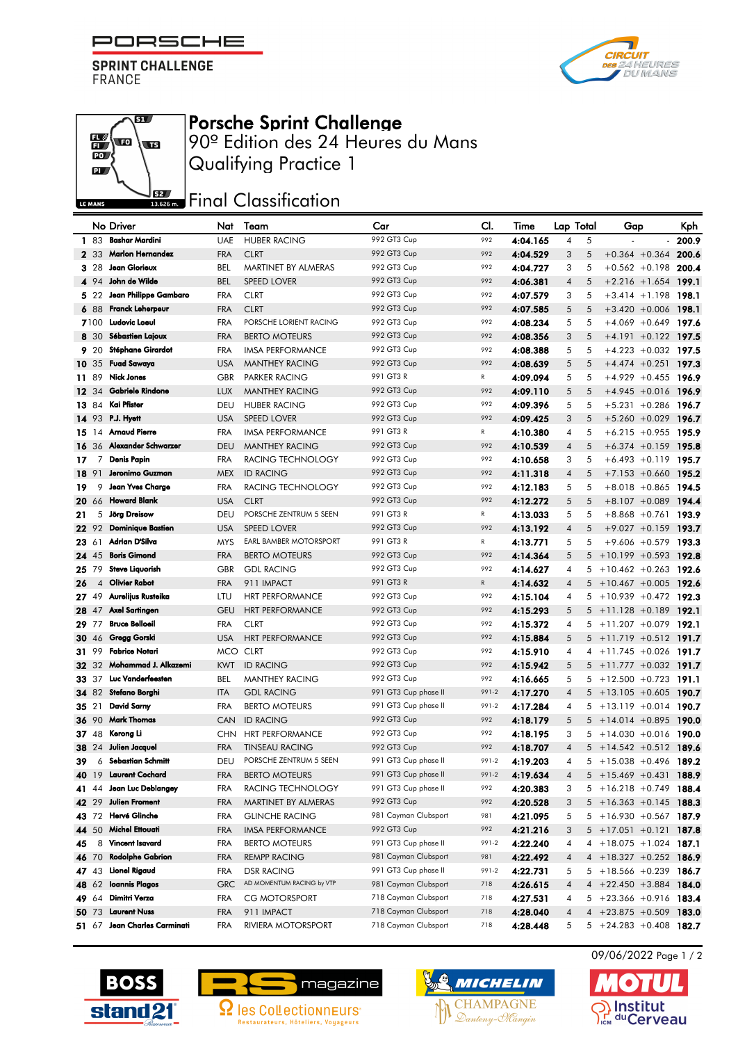PORSCHE

SPRINT CHALLENGE
FRANCE

# Porsche Sprint Challenge

## 90º Edition des 24 Heures du Mans

## Qualifying Practice 1

## Final Classification

| | No | Driver | Nat | Team | Car | Cl. | Time | Lap | Total | Gap | | Kph |
|---|---|---|---|---|---|---|---|---|---|---|---|---|
| 1 | 83 | Bashar Mardini | UAE | HUBER RACING | 992 GT3 Cup | 992 | 4:04.165 | 4 | 5 | - | - | 200.9 |
| 2 | 33 | Marlon Hernandez | FRA | CLRT | 992 GT3 Cup | 992 | 4:04.529 | 3 | 5 | +0.364 | +0.364 | 200.6 |
| 3 | 28 | Jean Glorieux | BEL | MARTINET BY ALMERAS | 992 GT3 Cup | 992 | 4:04.727 | 3 | 5 | +0.562 | +0.198 | 200.4 |
| 4 | 94 | John de Wilde | BEL | SPEED LOVER | 992 GT3 Cup | 992 | 4:06.381 | 4 | 5 | +2.216 | +1.654 | 199.1 |
| 5 | 22 | Jean Philippe Gambaro | FRA | CLRT | 992 GT3 Cup | 992 | 4:07.579 | 3 | 5 | +3.414 | +1.198 | 198.1 |
| 6 | 88 | Franck Leherpeur | FRA | CLRT | 992 GT3 Cup | 992 | 4:07.585 | 5 | 5 | +3.420 | +0.006 | 198.1 |
| 7 | 100 | Ludovic Loeul | FRA | PORSCHE LORIENT RACING | 992 GT3 Cup | 992 | 4:08.234 | 5 | 5 | +4.069 | +0.649 | 197.6 |
| 8 | 30 | Sébastien Lajoux | FRA | BERTO MOTEURS | 992 GT3 Cup | 992 | 4:08.356 | 3 | 5 | +4.191 | +0.122 | 197.5 |
| 9 | 20 | Stéphane Girardot | FRA | IMSA PERFORMANCE | 992 GT3 Cup | 992 | 4:08.388 | 5 | 5 | +4.223 | +0.032 | 197.5 |
| 10 | 35 | Fuad Sawaya | USA | MANTHEY RACING | 992 GT3 Cup | 992 | 4:08.639 | 5 | 5 | +4.474 | +0.251 | 197.3 |
| 11 | 89 | Nick Jones | GBR | PARKER RACING | 991 GT3 R | R | 4:09.094 | 5 | 5 | +4.929 | +0.455 | 196.9 |
| 12 | 34 | Gabriele Rindone | LUX | MANTHEY RACING | 992 GT3 Cup | 992 | 4:09.110 | 5 | 5 | +4.945 | +0.016 | 196.9 |
| 13 | 84 | Kai Pfister | DEU | HUBER RACING | 992 GT3 Cup | 992 | 4:09.396 | 5 | 5 | +5.231 | +0.286 | 196.7 |
| 14 | 93 | P.J. Hyett | USA | SPEED LOVER | 992 GT3 Cup | 992 | 4:09.425 | 3 | 5 | +5.260 | +0.029 | 196.7 |
| 15 | 14 | Arnaud Pierre | FRA | IMSA PERFORMANCE | 991 GT3 R | R | 4:10.380 | 4 | 5 | +6.215 | +0.955 | 195.9 |
| 16 | 36 | Alexander Schwarzer | DEU | MANTHEY RACING | 992 GT3 Cup | 992 | 4:10.539 | 4 | 5 | +6.374 | +0.159 | 195.8 |
| 17 | 7 | Denis Papin | FRA | RACING TECHNOLOGY | 992 GT3 Cup | 992 | 4:10.658 | 3 | 5 | +6.493 | +0.119 | 195.7 |
| 18 | 91 | Jeronimo Guzman | MEX | ID RACING | 992 GT3 Cup | 992 | 4:11.318 | 4 | 5 | +7.153 | +0.660 | 195.2 |
| 19 | 9 | Jean Yves Charge | FRA | RACING TECHNOLOGY | 992 GT3 Cup | 992 | 4:12.183 | 5 | 5 | +8.018 | +0.865 | 194.5 |
| 20 | 66 | Howard Blank | USA | CLRT | 992 GT3 Cup | 992 | 4:12.272 | 5 | 5 | +8.107 | +0.089 | 194.4 |
| 21 | 5 | Jörg Dreisow | DEU | PORSCHE ZENTRUM 5 SEEN | 991 GT3 R | R | 4:13.033 | 5 | 5 | +8.868 | +0.761 | 193.9 |
| 22 | 92 | Dominique Bastien | USA | SPEED LOVER | 992 GT3 Cup | 992 | 4:13.192 | 4 | 5 | +9.027 | +0.159 | 193.7 |
| 23 | 61 | Adrian D'Silva | MYS | EARL BAMBER MOTORSPORT | 991 GT3 R | R | 4:13.771 | 5 | 5 | +9.606 | +0.579 | 193.3 |
| 24 | 45 | Boris Gimond | FRA | BERTO MOTEURS | 992 GT3 Cup | 992 | 4:14.364 | 5 | 5 | +10.199 | +0.593 | 192.8 |
| 25 | 79 | Steve Liquorish | GBR | GDL RACING | 992 GT3 Cup | 992 | 4:14.627 | 4 | 5 | +10.462 | +0.263 | 192.6 |
| 26 | 4 | Olivier Rabot | FRA | 911 IMPACT | 991 GT3 R | R | 4:14.632 | 4 | 5 | +10.467 | +0.005 | 192.6 |
| 27 | 49 | Aurelijus Rusteika | LTU | HRT PERFORMANCE | 992 GT3 Cup | 992 | 4:15.104 | 4 | 5 | +10.939 | +0.472 | 192.3 |
| 28 | 47 | Axel Sartingen | GEU | HRT PERFORMANCE | 992 GT3 Cup | 992 | 4:15.293 | 5 | 5 | +11.128 | +0.189 | 192.1 |
| 29 | 77 | Bruce Belloeil | FRA | CLRT | 992 GT3 Cup | 992 | 4:15.372 | 4 | 5 | +11.207 | +0.079 | 192.1 |
| 30 | 46 | Gregg Gorski | USA | HRT PERFORMANCE | 992 GT3 Cup | 992 | 4:15.884 | 5 | 5 | +11.719 | +0.512 | 191.7 |
| 31 | 99 | Fabrice Notari | MCO | CLRT | 992 GT3 Cup | 992 | 4:15.910 | 4 | 4 | +11.745 | +0.026 | 191.7 |
| 32 | 32 | Mohammad J. Alkazemi | KWT | ID RACING | 992 GT3 Cup | 992 | 4:15.942 | 5 | 5 | +11.777 | +0.032 | 191.7 |
| 33 | 37 | Luc Vanderfeesten | BEL | MANTHEY RACING | 992 GT3 Cup | 992 | 4:16.665 | 5 | 5 | +12.500 | +0.723 | 191.1 |
| 34 | 82 | Stefano Borghi | ITA | GDL RACING | 991 GT3 Cup phase II | 991-2 | 4:17.270 | 4 | 5 | +13.105 | +0.605 | 190.7 |
| 35 | 21 | David Sarny | FRA | BERTO MOTEURS | 991 GT3 Cup phase II | 991-2 | 4:17.284 | 4 | 5 | +13.119 | +0.014 | 190.7 |
| 36 | 90 | Mark Thomas | CAN | ID RACING | 992 GT3 Cup | 992 | 4:18.179 | 5 | 5 | +14.014 | +0.895 | 190.0 |
| 37 | 48 | Kerong Li | CHN | HRT PERFORMANCE | 992 GT3 Cup | 992 | 4:18.195 | 3 | 5 | +14.030 | +0.016 | 190.0 |
| 38 | 24 | Julien Jacquel | FRA | TINSEAU RACING | 992 GT3 Cup | 992 | 4:18.707 | 4 | 5 | +14.542 | +0.512 | 189.6 |
| 39 | 6 | Sebastian Schmitt | DEU | PORSCHE ZENTRUM 5 SEEN | 991 GT3 Cup phase II | 991-2 | 4:19.203 | 4 | 5 | +15.038 | +0.496 | 189.2 |
| 40 | 19 | Laurent Cochard | FRA | BERTO MOTEURS | 991 GT3 Cup phase II | 991-2 | 4:19.634 | 4 | 5 | +15.469 | +0.431 | 188.9 |
| 41 | 44 | Jean Luc Deblangey | FRA | RACING TECHNOLOGY | 991 GT3 Cup phase II | 992 | 4:20.383 | 3 | 5 | +16.218 | +0.749 | 188.4 |
| 42 | 29 | Julien Froment | FRA | MARTINET BY ALMERAS | 992 GT3 Cup | 992 | 4:20.528 | 3 | 5 | +16.363 | +0.145 | 188.3 |
| 43 | 72 | Hervé Glinche | FRA | GLINCHE RACING | 981 Cayman Clubsport | 981 | 4:21.095 | 5 | 5 | +16.930 | +0.567 | 187.9 |
| 44 | 50 | Michel Ettouati | FRA | IMSA PERFORMANCE | 992 GT3 Cup | 992 | 4:21.216 | 3 | 5 | +17.051 | +0.121 | 187.8 |
| 45 | 8 | Vincent Isavard | FRA | BERTO MOTEURS | 991 GT3 Cup phase II | 991-2 | 4:22.240 | 4 | 4 | +18.075 | +1.024 | 187.1 |
| 46 | 70 | Rodolphe Gabrion | FRA | REMPP RACING | 981 Cayman Clubsport | 981 | 4:22.492 | 4 | 4 | +18.327 | +0.252 | 186.9 |
| 47 | 43 | Lionel Rigaud | FRA | DSR RACING | 991 GT3 Cup phase II | 991-2 | 4:22.731 | 5 | 5 | +18.566 | +0.239 | 186.7 |
| 48 | 62 | Ioannis Plagos | GRC | AD MOMENTUM RACING by VTP | 981 Cayman Clubsport | 718 | 4:26.615 | 4 | 4 | +22.450 | +3.884 | 184.0 |
| 49 | 64 | Dimitri Verza | FRA | CG MOTORSPORT | 718 Cayman Clubsport | 718 | 4:27.531 | 4 | 5 | +23.366 | +0.916 | 183.4 |
| 50 | 73 | Laurent Nuss | FRA | 911 IMPACT | 718 Cayman Clubsport | 718 | 4:28.040 | 4 | 4 | +23.875 | +0.509 | 183.0 |
| 51 | 67 | Jean Charles Carminati | FRA | RIVIERA MOTORSPORT | 718 Cayman Clubsport | 718 | 4:28.448 | 5 | 5 | +24.283 | +0.408 | 182.7 |

09/06/2022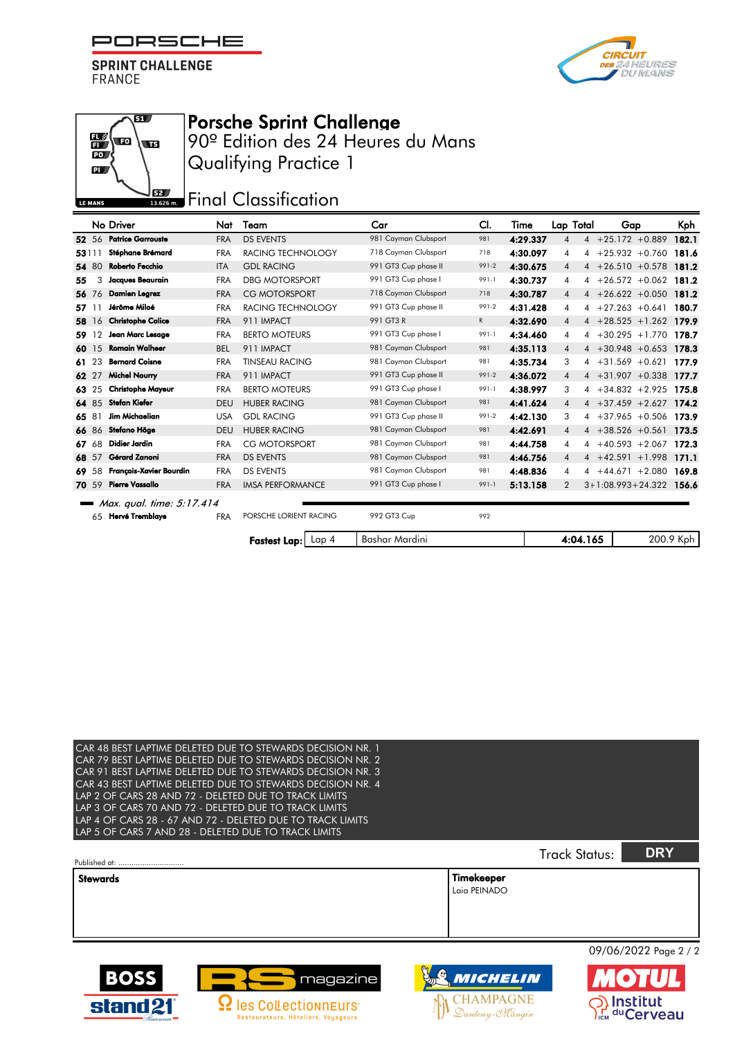PORSCHE
**SPRINT CHALLENGE**
FRANCE

# Porsche Sprint Challenge

90º Edition des 24 Heures du Mans

Qualifying Practice 1

## Final Classification

| | No | Driver | Nat | Team | Car | Cl. | Time | Lap | Total | Gap | | Kph |
|---|---|---|---|---|---|---|---|---|---|---|---|---|
| **52** | 56 | **Patrice Garrouste** | FRA | DS EVENTS | 981 Cayman Clubsport | 981 | **4:29.337** | 4 | 4 | +25.172 | +0.889 | **182.1** |
| **53** | 111 | **Stéphane Brémard** | FRA | RACING TECHNOLOGY | 718 Cayman Clubsport | 718 | **4:30.097** | 4 | 4 | +25.932 | +0.760 | **181.6** |
| **54** | 80 | **Roberto Fecchio** | ITA | GDL RACING | 991 GT3 Cup phase II | 991-2 | **4:30.675** | 4 | 4 | +26.510 | +0.578 | **181.2** |
| **55** | 3 | **Jacques Beaurain** | FRA | DBG MOTORSPORT | 991 GT3 Cup phase I | 991-1 | **4:30.737** | 4 | 4 | +26.572 | +0.062 | **181.2** |
| **56** | 76 | **Damien Legrez** | FRA | CG MOTORSPORT | 718 Cayman Clubsport | 718 | **4:30.787** | 4 | 4 | +26.622 | +0.050 | **181.2** |
| **57** | 11 | **Jérôme Miloé** | FRA | RACING TECHNOLOGY | 991 GT3 Cup phase II | 991-2 | **4:31.428** | 4 | 4 | +27.263 | +0.641 | **180.7** |
| **58** | 16 | **Christophe Calice** | FRA | 911 IMPACT | 991 GT3 R | R | **4:32.690** | 4 | 4 | +28.525 | +1.262 | **179.9** |
| **59** | 12 | **Jean Marc Lesage** | FRA | BERTO MOTEURS | 991 GT3 Cup phase I | 991-1 | **4:34.460** | 4 | 4 | +30.295 | +1.770 | **178.7** |
| **60** | 15 | **Romain Walheer** | BEL | 911 IMPACT | 981 Cayman Clubsport | 981 | **4:35.113** | 4 | 4 | +30.948 | +0.653 | **178.3** |
| **61** | 23 | **Bernard Coisne** | FRA | TINSEAU RACING | 981 Cayman Clubsport | 981 | **4:35.734** | 3 | 4 | +31.569 | +0.621 | **177.9** |
| **62** | 27 | **Michel Nourry** | FRA | 911 IMPACT | 991 GT3 Cup phase II | 991-2 | **4:36.072** | 4 | 4 | +31.907 | +0.338 | **177.7** |
| **63** | 25 | **Christophe Mayeur** | FRA | BERTO MOTEURS | 991 GT3 Cup phase I | 991-1 | **4:38.997** | 3 | 4 | +34.832 | +2.925 | **175.8** |
| **64** | 85 | **Stefan Kiefer** | DEU | HUBER RACING | 981 Cayman Clubsport | 981 | **4:41.624** | 4 | 4 | +37.459 | +2.627 | **174.2** |
| **65** | 81 | **Jim Michaelian** | USA | GDL RACING | 991 GT3 Cup phase II | 991-2 | **4:42.130** | 3 | 4 | +37.965 | +0.506 | **173.9** |
| **66** | 86 | **Stefano Höge** | DEU | HUBER RACING | 981 Cayman Clubsport | 981 | **4:42.691** | 4 | 4 | +38.526 | +0.561 | **173.5** |
| **67** | 68 | **Didier Jardin** | FRA | CG MOTORSPORT | 981 Cayman Clubsport | 981 | **4:44.758** | 4 | 4 | +40.593 | +2.067 | **172.3** |
| **68** | 57 | **Gérard Zanoni** | FRA | DS EVENTS | 981 Cayman Clubsport | 981 | **4:46.756** | 4 | 4 | +42.591 | +1.998 | **171.1** |
| **69** | 58 | **François-Xavier Bourdin** | FRA | DS EVENTS | 981 Cayman Clubsport | 981 | **4:48.836** | 4 | 4 | +44.671 | +2.080 | **169.8** |
| **70** | 59 | **Pierre Vassallo** | FRA | IMSA PERFORMANCE | 991 GT3 Cup phase I | 991-1 | **5:13.158** | 2 | 3 | +1:08.993 | +24.322 | **156.6** |

*Max. qual. time: 5:17.414*

| | No | Driver | Nat | Team | Car | Cl. |
|---|---|---|---|---|---|---|
| | 65 | **Hervé Tremblaye** | FRA | PORSCHE LORIENT RACING | 992 GT3 Cup | 992 |

**Fastest Lap:** Lap 4 | Bashar Mardini | **4:04.165** | 200.9 Kph

CAR 48 BEST LAPTIME DELETED DUE TO STEWARDS DECISION NR. 1
CAR 79 BEST LAPTIME DELETED DUE TO STEWARDS DECISION NR. 2
CAR 91 BEST LAPTIME DELETED DUE TO STEWARDS DECISION NR. 3
CAR 43 BEST LAPTIME DELETED DUE TO STEWARDS DECISION NR. 4
LAP 2 OF CARS 28 AND 72 - DELETED DUE TO TRACK LIMITS
LAP 3 OF CARS 70 AND 72 - DELETED DUE TO TRACK LIMITS
LAP 4 OF CARS 28 - 67 AND 72 - DELETED DUE TO TRACK LIMITS
LAP 5 OF CARS 7 AND 28 - DELETED DUE TO TRACK LIMITS

Track Status: **DRY**

Published at: ..............................

**Stewards**

**Timekeeper**
Laia PEINADO

09/06/2022